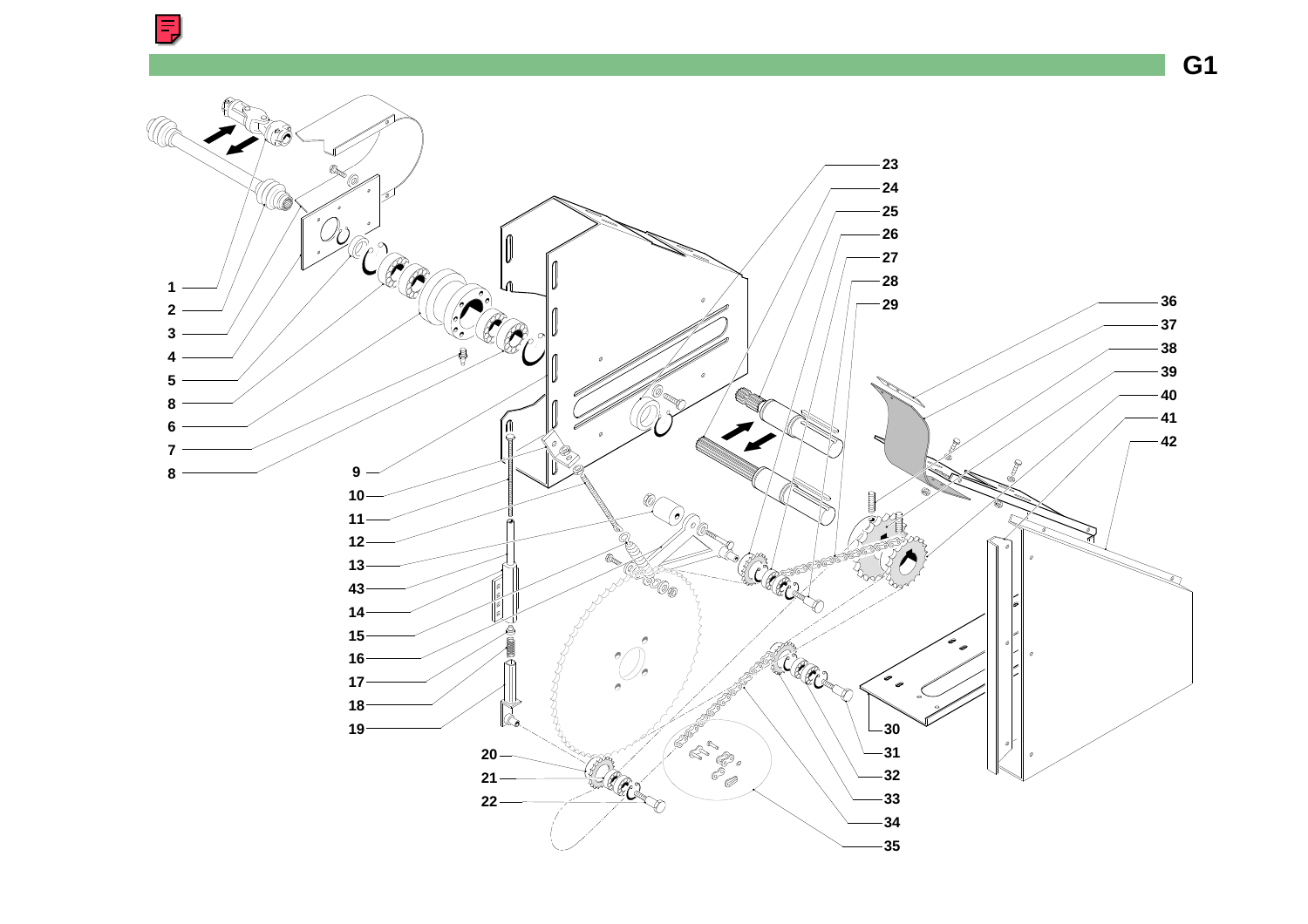G1

1
2
3
4
5
8
6
7
8
9
10
11
12
13
43
14
15
16
17
18
19
20
21
22
23
24
25
26
27
28
29
30
31
32
33
34
35
36
37
38
39
40
41
42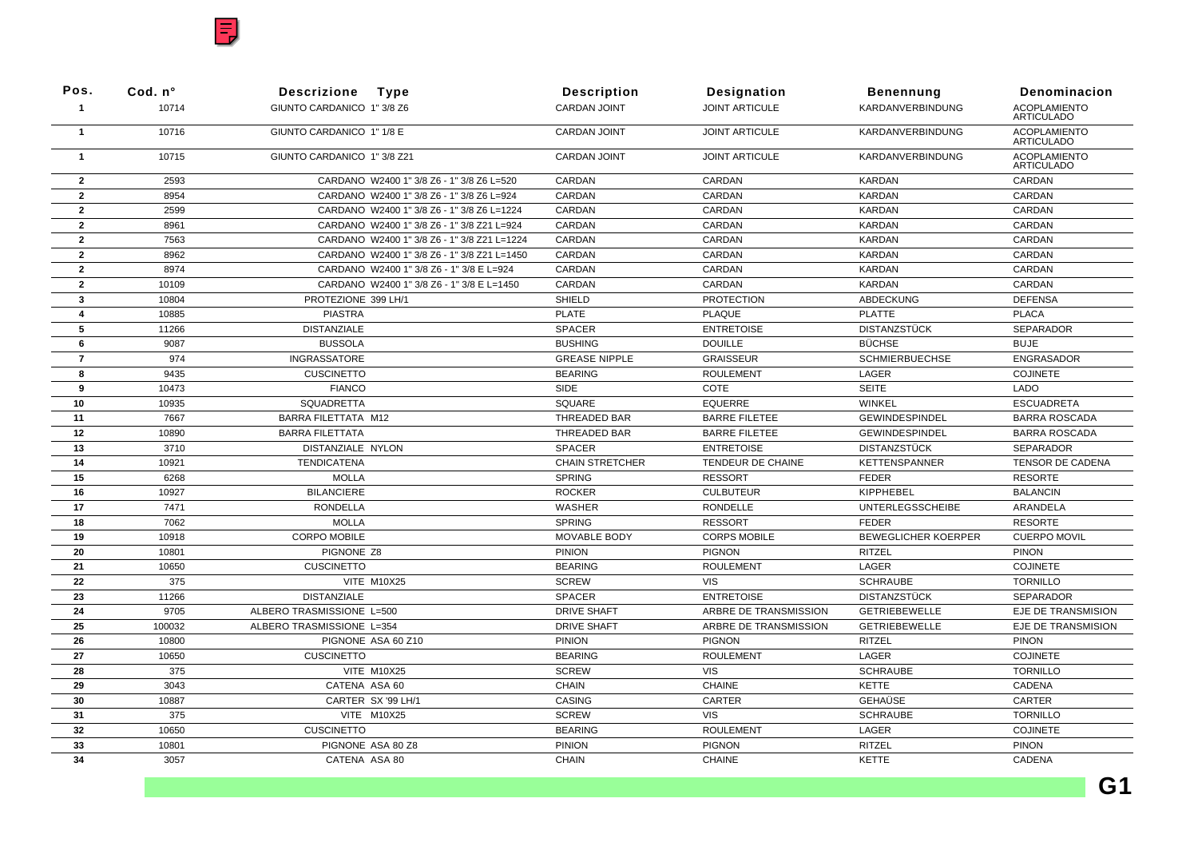| Pos. | Cod. n° | Descrizione Type | Description | Designation | Benennung | Denominacion |
|---|---|---|---|---|---|---|
| 1 | 10714 | GIUNTO CARDANICO 1" 3/8 Z6 | CARDAN JOINT | JOINT ARTICULE | KARDANVERBINDUNG | ACOPLAMIENTO ARTICULADO |
| 1 | 10716 | GIUNTO CARDANICO 1" 1/8 E | CARDAN JOINT | JOINT ARTICULE | KARDANVERBINDUNG | ACOPLAMIENTO ARTICULADO |
| 1 | 10715 | GIUNTO CARDANICO 1" 3/8 Z21 | CARDAN JOINT | JOINT ARTICULE | KARDANVERBINDUNG | ACOPLAMIENTO ARTICULADO |
| 2 | 2593 | CARDANO W2400 1" 3/8 Z6 - 1" 3/8 Z6 L=520 | CARDAN | CARDAN | KARDAN | CARDAN |
| 2 | 8954 | CARDANO W2400 1" 3/8 Z6 - 1" 3/8 Z6 L=924 | CARDAN | CARDAN | KARDAN | CARDAN |
| 2 | 2599 | CARDANO W2400 1" 3/8 Z6 - 1" 3/8 Z6 L=1224 | CARDAN | CARDAN | KARDAN | CARDAN |
| 2 | 8961 | CARDANO W2400 1" 3/8 Z6 - 1" 3/8 Z21 L=924 | CARDAN | CARDAN | KARDAN | CARDAN |
| 2 | 7563 | CARDANO W2400 1" 3/8 Z6 - 1" 3/8 Z21 L=1224 | CARDAN | CARDAN | KARDAN | CARDAN |
| 2 | 8962 | CARDANO W2400 1" 3/8 Z6 - 1" 3/8 Z21 L=1450 | CARDAN | CARDAN | KARDAN | CARDAN |
| 2 | 8974 | CARDANO W2400 1" 3/8 Z6 - 1" 3/8 E L=924 | CARDAN | CARDAN | KARDAN | CARDAN |
| 2 | 10109 | CARDANO W2400 1" 3/8 Z6 - 1" 3/8 E L=1450 | CARDAN | CARDAN | KARDAN | CARDAN |
| 3 | 10804 | PROTEZIONE 399 LH/1 | SHIELD | PROTECTION | ABDECKUNG | DEFENSA |
| 4 | 10885 | PIASTRA | PLATE | PLAQUE | PLATTE | PLACA |
| 5 | 11266 | DISTANZIALE | SPACER | ENTRETOISE | DISTANZSTÜCK | SEPARADOR |
| 6 | 9087 | BUSSOLA | BUSHING | DOUILLE | BÜCHSE | BUJE |
| 7 | 974 | INGRASSATORE | GREASE NIPPLE | GRAISSEUR | SCHMIERBUECHSE | ENGRASADOR |
| 8 | 9435 | CUSCINETTO | BEARING | ROULEMENT | LAGER | COJINETE |
| 9 | 10473 | FIANCO | SIDE | COTE | SEITE | LADO |
| 10 | 10935 | SQUADRETTA | SQUARE | EQUERRE | WINKEL | ESCUADRETA |
| 11 | 7667 | BARRA FILETTATA M12 | THREADED BAR | BARRE FILETEE | GEWINDESPINDEL | BARRA ROSCADA |
| 12 | 10890 | BARRA FILETTATA | THREADED BAR | BARRE FILETEE | GEWINDESPINDEL | BARRA ROSCADA |
| 13 | 3710 | DISTANZIALE NYLON | SPACER | ENTRETOISE | DISTANZSTÜCK | SEPARADOR |
| 14 | 10921 | TENDICATENA | CHAIN STRETCHER | TENDEUR DE CHAINE | KETTENSPANNER | TENSOR DE CADENA |
| 15 | 6268 | MOLLA | SPRING | RESSORT | FEDER | RESORTE |
| 16 | 10927 | BILANCIERE | ROCKER | CULBUTEUR | KIPPHEBEL | BALANCIN |
| 17 | 7471 | RONDELLA | WASHER | RONDELLE | UNTERLEGSSCHEIBE | ARANDELA |
| 18 | 7062 | MOLLA | SPRING | RESSORT | FEDER | RESORTE |
| 19 | 10918 | CORPO MOBILE | MOVABLE BODY | CORPS MOBILE | BEWEGLICHER KOERPER | CUERPO MOVIL |
| 20 | 10801 | PIGNONE Z8 | PINION | PIGNON | RITZEL | PINON |
| 21 | 10650 | CUSCINETTO | BEARING | ROULEMENT | LAGER | COJINETE |
| 22 | 375 | VITE M10X25 | SCREW | VIS | SCHRAUBE | TORNILLO |
| 23 | 11266 | DISTANZIALE | SPACER | ENTRETOISE | DISTANZSTÜCK | SEPARADOR |
| 24 | 9705 | ALBERO TRASMISSIONE L=500 | DRIVE SHAFT | ARBRE DE TRANSMISSION | GETRIEBEWELLE | EJE DE TRANSMISION |
| 25 | 100032 | ALBERO TRASMISSIONE L=354 | DRIVE SHAFT | ARBRE DE TRANSMISSION | GETRIEBEWELLE | EJE DE TRANSMISION |
| 26 | 10800 | PIGNONE ASA 60 Z10 | PINION | PIGNON | RITZEL | PINON |
| 27 | 10650 | CUSCINETTO | BEARING | ROULEMENT | LAGER | COJINETE |
| 28 | 375 | VITE M10X25 | SCREW | VIS | SCHRAUBE | TORNILLO |
| 29 | 3043 | CATENA ASA 60 | CHAIN | CHAINE | KETTE | CADENA |
| 30 | 10887 | CARTER SX '99 LH/1 | CASING | CARTER | GEHAÜSE | CARTER |
| 31 | 375 | VITE M10X25 | SCREW | VIS | SCHRAUBE | TORNILLO |
| 32 | 10650 | CUSCINETTO | BEARING | ROULEMENT | LAGER | COJINETE |
| 33 | 10801 | PIGNONE ASA 80 Z8 | PINION | PIGNON | RITZEL | PINON |
| 34 | 3057 | CATENA ASA 80 | CHAIN | CHAINE | KETTE | CADENA |

**G1**